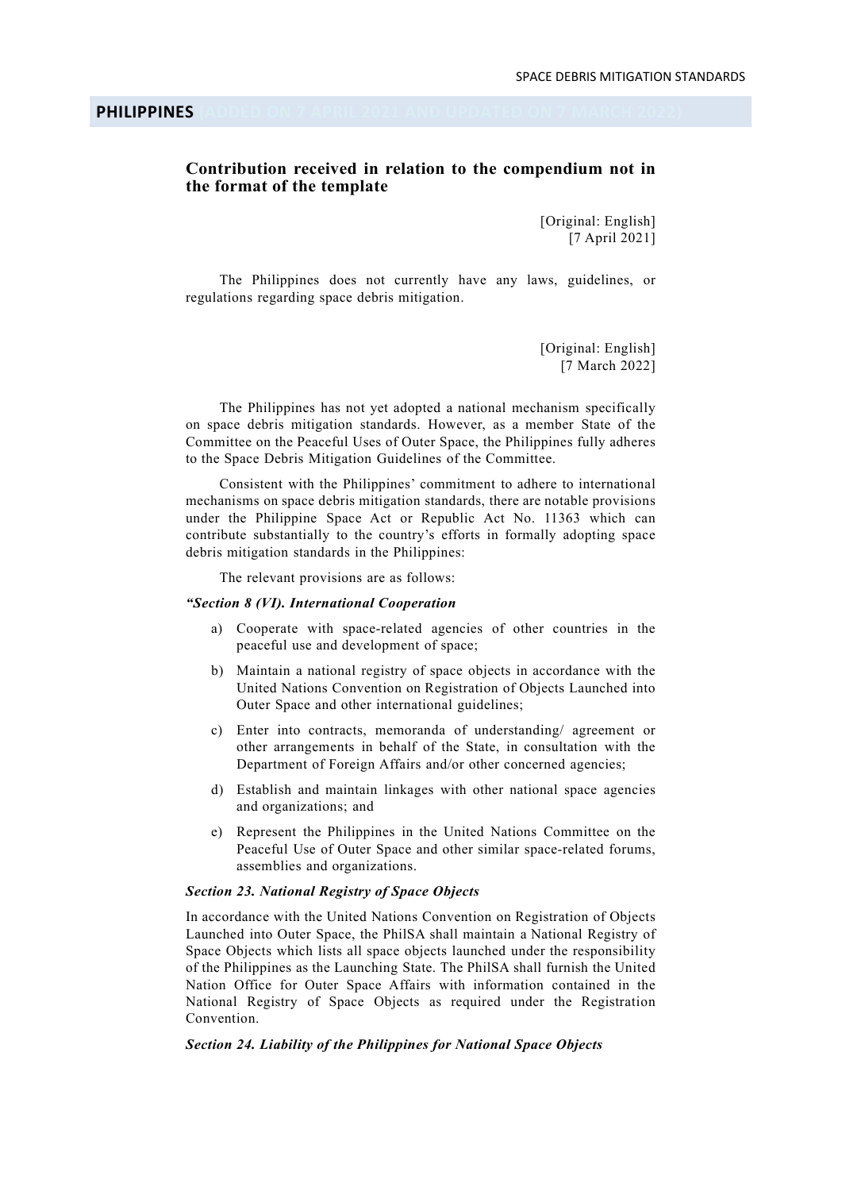## PHILIPPINES (ADDED ON 7 APRIL 2021 AND UPDATED ON 7 MARCH 2022)

### Contribution received in relation to the compendium not in the format of the template

[Original: English]
[7 April 2021]

The Philippines does not currently have any laws, guidelines, or regulations regarding space debris mitigation.

[Original: English]
[7 March 2022]

The Philippines has not yet adopted a national mechanism specifically on space debris mitigation standards. However, as a member State of the Committee on the Peaceful Uses of Outer Space, the Philippines fully adheres to the Space Debris Mitigation Guidelines of the Committee.

Consistent with the Philippines' commitment to adhere to international mechanisms on space debris mitigation standards, there are notable provisions under the Philippine Space Act or Republic Act No. 11363 which can contribute substantially to the country's efforts in formally adopting space debris mitigation standards in the Philippines:

The relevant provisions are as follows:

***"Section 8 (VI). International Cooperation***

a) Cooperate with space-related agencies of other countries in the peaceful use and development of space;

b) Maintain a national registry of space objects in accordance with the United Nations Convention on Registration of Objects Launched into Outer Space and other international guidelines;

c) Enter into contracts, memoranda of understanding/ agreement or other arrangements in behalf of the State, in consultation with the Department of Foreign Affairs and/or other concerned agencies;

d) Establish and maintain linkages with other national space agencies and organizations; and

e) Represent the Philippines in the United Nations Committee on the Peaceful Use of Outer Space and other similar space-related forums, assemblies and organizations.

***Section 23. National Registry of Space Objects***

In accordance with the United Nations Convention on Registration of Objects Launched into Outer Space, the PhilSA shall maintain a National Registry of Space Objects which lists all space objects launched under the responsibility of the Philippines as the Launching State. The PhilSA shall furnish the United Nation Office for Outer Space Affairs with information contained in the National Registry of Space Objects as required under the Registration Convention.

***Section 24. Liability of the Philippines for National Space Objects***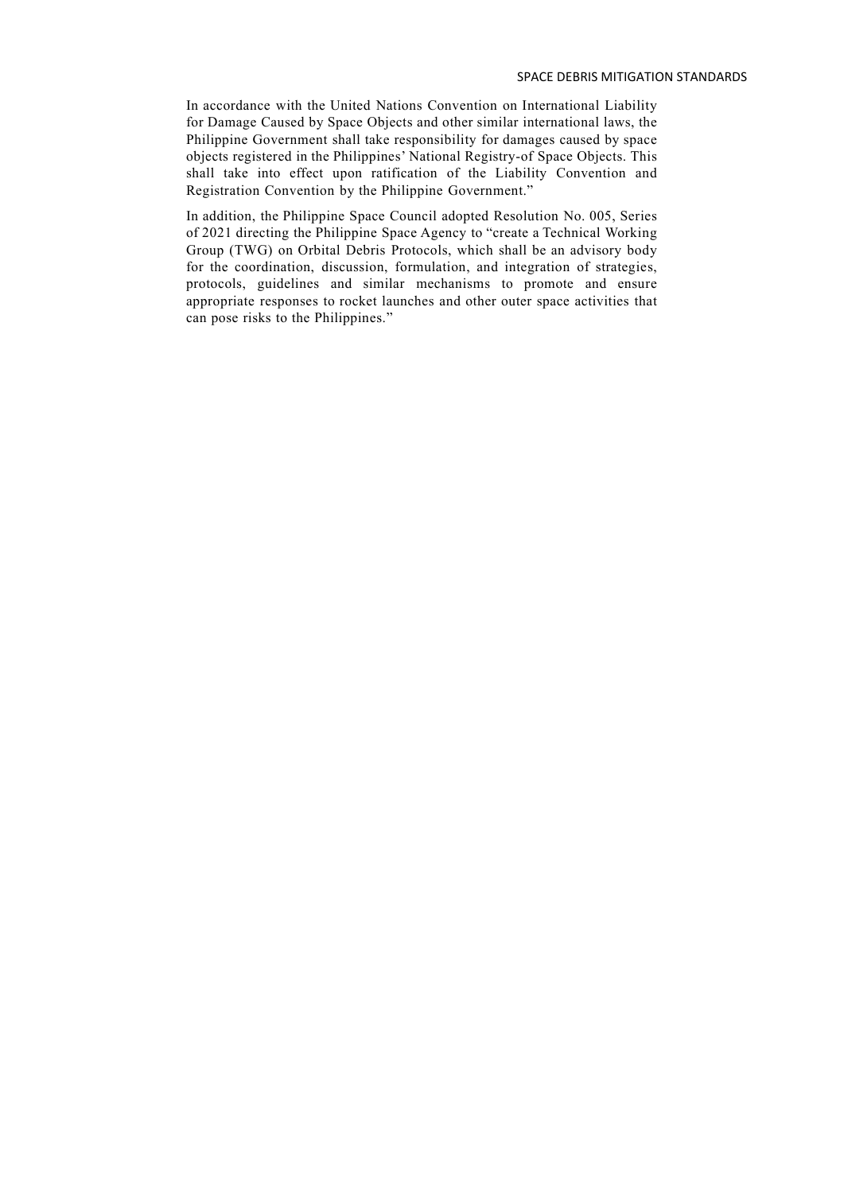In accordance with the United Nations Convention on International Liability for Damage Caused by Space Objects and other similar international laws, the Philippine Government shall take responsibility for damages caused by space objects registered in the Philippines' National Registry-of Space Objects. This shall take into effect upon ratification of the Liability Convention and Registration Convention by the Philippine Government."

In addition, the Philippine Space Council adopted Resolution No. 005, Series of 2021 directing the Philippine Space Agency to "create a Technical Working Group (TWG) on Orbital Debris Protocols, which shall be an advisory body for the coordination, discussion, formulation, and integration of strategies, protocols, guidelines and similar mechanisms to promote and ensure appropriate responses to rocket launches and other outer space activities that can pose risks to the Philippines."